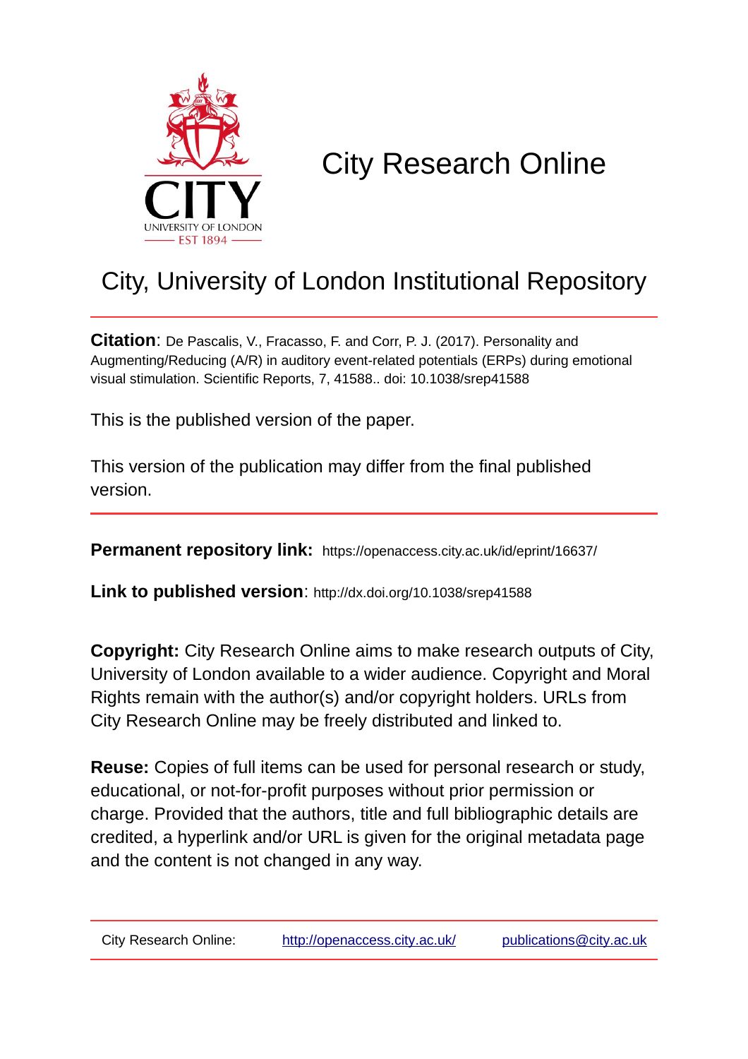# City Research Online

## City, University of London Institutional Repository

**Citation**: De Pascalis, V., Fracasso, F. and Corr, P. J. (2017). Personality and Augmenting/Reducing (A/R) in auditory event-related potentials (ERPs) during emotional visual stimulation. Scientific Reports, 7, 41588.. doi: 10.1038/srep41588

This is the published version of the paper.

This version of the publication may differ from the final published version.

---

**Permanent repository link:** https://openaccess.city.ac.uk/id/eprint/16637/

**Link to published version**: http://dx.doi.org/10.1038/srep41588

**Copyright:** City Research Online aims to make research outputs of City, University of London available to a wider audience. Copyright and Moral Rights remain with the author(s) and/or copyright holders. URLs from City Research Online may be freely distributed and linked to.

**Reuse:** Copies of full items can be used for personal research or study, educational, or not-for-profit purposes without prior permission or charge. Provided that the authors, title and full bibliographic details are credited, a hyperlink and/or URL is given for the original metadata page and the content is not changed in any way.

---

City Research Online: http://openaccess.city.ac.uk/ publications@city.ac.uk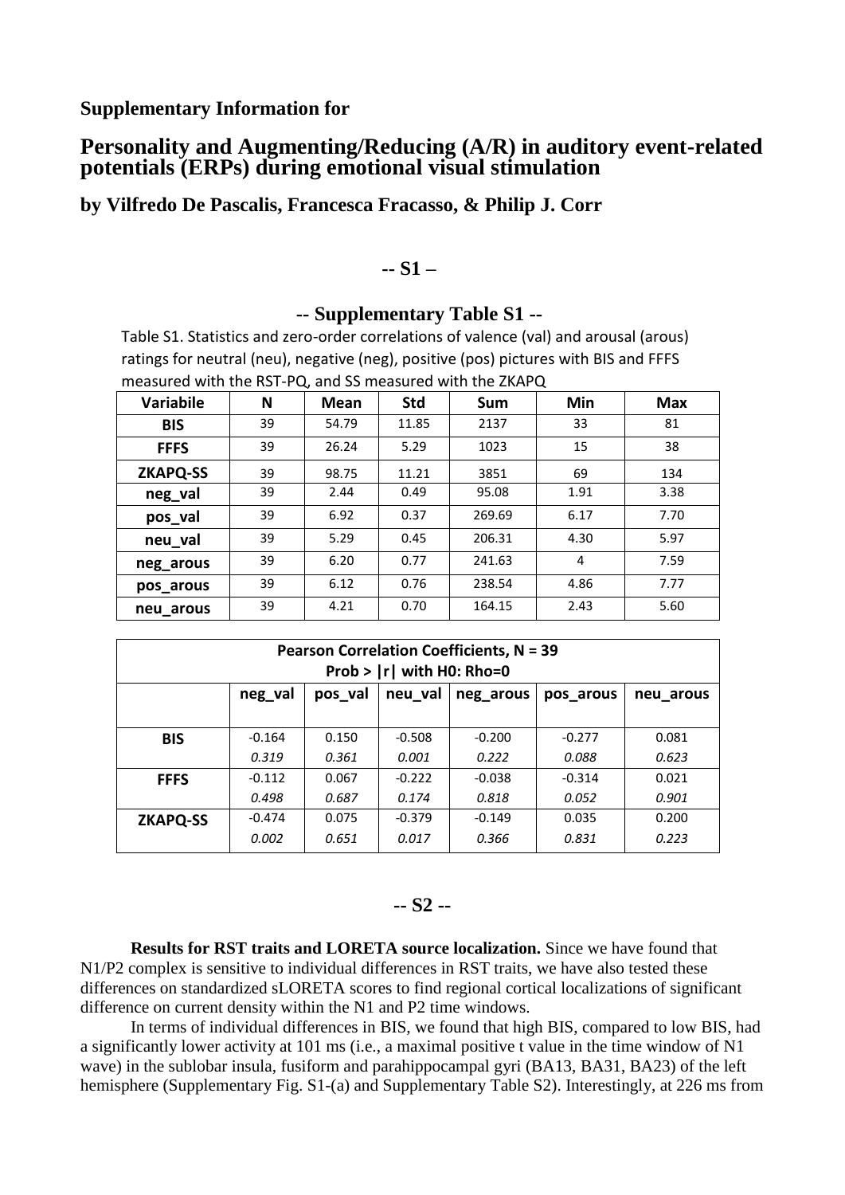**Supplementary Information for**

# Personality and Augmenting/Reducing (A/R) in auditory event-related potentials (ERPs) during emotional visual stimulation

**by Vilfredo De Pascalis, Francesca Fracasso, & Philip J. Corr**

## -- S1 –

### -- Supplementary Table S1 --

Table S1. Statistics and zero-order correlations of valence (val) and arousal (arous) ratings for neutral (neu), negative (neg), positive (pos) pictures with BIS and FFFS measured with the RST-PQ, and SS measured with the ZKAPQ

| Variabile | N | Mean | Std | Sum | Min | Max |
|---|---|---|---|---|---|---|
| **BIS** | 39 | 54.79 | 11.85 | 2137 | 33 | 81 |
| **FFFS** | 39 | 26.24 | 5.29 | 1023 | 15 | 38 |
| **ZKAPQ-SS** | 39 | 98.75 | 11.21 | 3851 | 69 | 134 |
| **neg_val** | 39 | 2.44 | 0.49 | 95.08 | 1.91 | 3.38 |
| **pos_val** | 39 | 6.92 | 0.37 | 269.69 | 6.17 | 7.70 |
| **neu_val** | 39 | 5.29 | 0.45 | 206.31 | 4.30 | 5.97 |
| **neg_arous** | 39 | 6.20 | 0.77 | 241.63 | 4 | 7.59 |
| **pos_arous** | 39 | 6.12 | 0.76 | 238.54 | 4.86 | 7.77 |
| **neu_arous** | 39 | 4.21 | 0.70 | 164.15 | 2.43 | 5.60 |

| Pearson Correlation Coefficients, N = 39<br>Prob > \|r\| with H0: Rho=0 | | | | | | |
|---|---|---|---|---|---|---|
| | **neg_val** | **pos_val** | **neu_val** | **neg_arous** | **pos_arous** | **neu_arous** |
| **BIS** | -0.164<br>*0.319* | 0.150<br>*0.361* | -0.508<br>*0.001* | -0.200<br>*0.222* | -0.277<br>*0.088* | 0.081<br>*0.623* |
| **FFFS** | -0.112<br>*0.498* | 0.067<br>*0.687* | -0.222<br>*0.174* | -0.038<br>*0.818* | -0.314<br>*0.052* | 0.021<br>*0.901* |
| **ZKAPQ-SS** | -0.474<br>*0.002* | 0.075<br>*0.651* | -0.379<br>*0.017* | -0.149<br>*0.366* | 0.035<br>*0.831* | 0.200<br>*0.223* |

## -- S2 --

**Results for RST traits and LORETA source localization.** Since we have found that N1/P2 complex is sensitive to individual differences in RST traits, we have also tested these differences on standardized sLORETA scores to find regional cortical localizations of significant difference on current density within the N1 and P2 time windows.

In terms of individual differences in BIS, we found that high BIS, compared to low BIS, had a significantly lower activity at 101 ms (i.e., a maximal positive t value in the time window of N1 wave) in the sublobar insula, fusiform and parahippocampal gyri (BA13, BA31, BA23) of the left hemisphere (Supplementary Fig. S1-(a) and Supplementary Table S2). Interestingly, at 226 ms from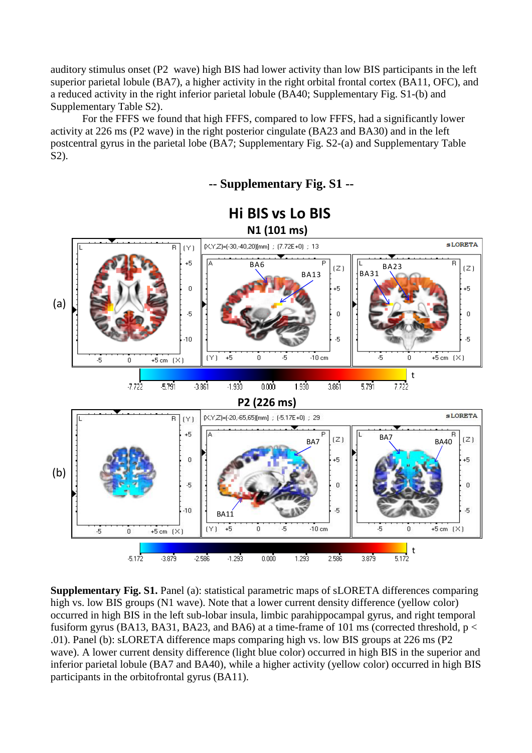auditory stimulus onset (P2 wave) high BIS had lower activity than low BIS participants in the left superior parietal lobule (BA7), a higher activity in the right orbital frontal cortex (BA11, OFC), and a reduced activity in the right inferior parietal lobule (BA40; Supplementary Fig. S1-(b) and Supplementary Table S2).

For the FFFS we found that high FFFS, compared to low FFFS, had a significantly lower activity at 226 ms (P2 wave) in the right posterior cingulate (BA23 and BA30) and in the left postcentral gyrus in the parietal lobe (BA7; Supplementary Fig. S2-(a) and Supplementary Table S2).

### -- Supplementary Fig. S1 --

**Supplementary Fig. S1.** Panel (a): statistical parametric maps of sLORETA differences comparing high vs. low BIS groups (N1 wave). Note that a lower current density difference (yellow color) occurred in high BIS in the left sub-lobar insula, limbic parahippocampal gyrus, and right temporal fusiform gyrus (BA13, BA31, BA23, and BA6) at a time-frame of 101 ms (corrected threshold, $p < .01$). Panel (b): sLORETA difference maps comparing high vs. low BIS groups at 226 ms (P2 wave). A lower current density difference (light blue color) occurred in high BIS in the superior and inferior parietal lobule (BA7 and BA40), while a higher activity (yellow color) occurred in high BIS participants in the orbitofrontal gyrus (BA11).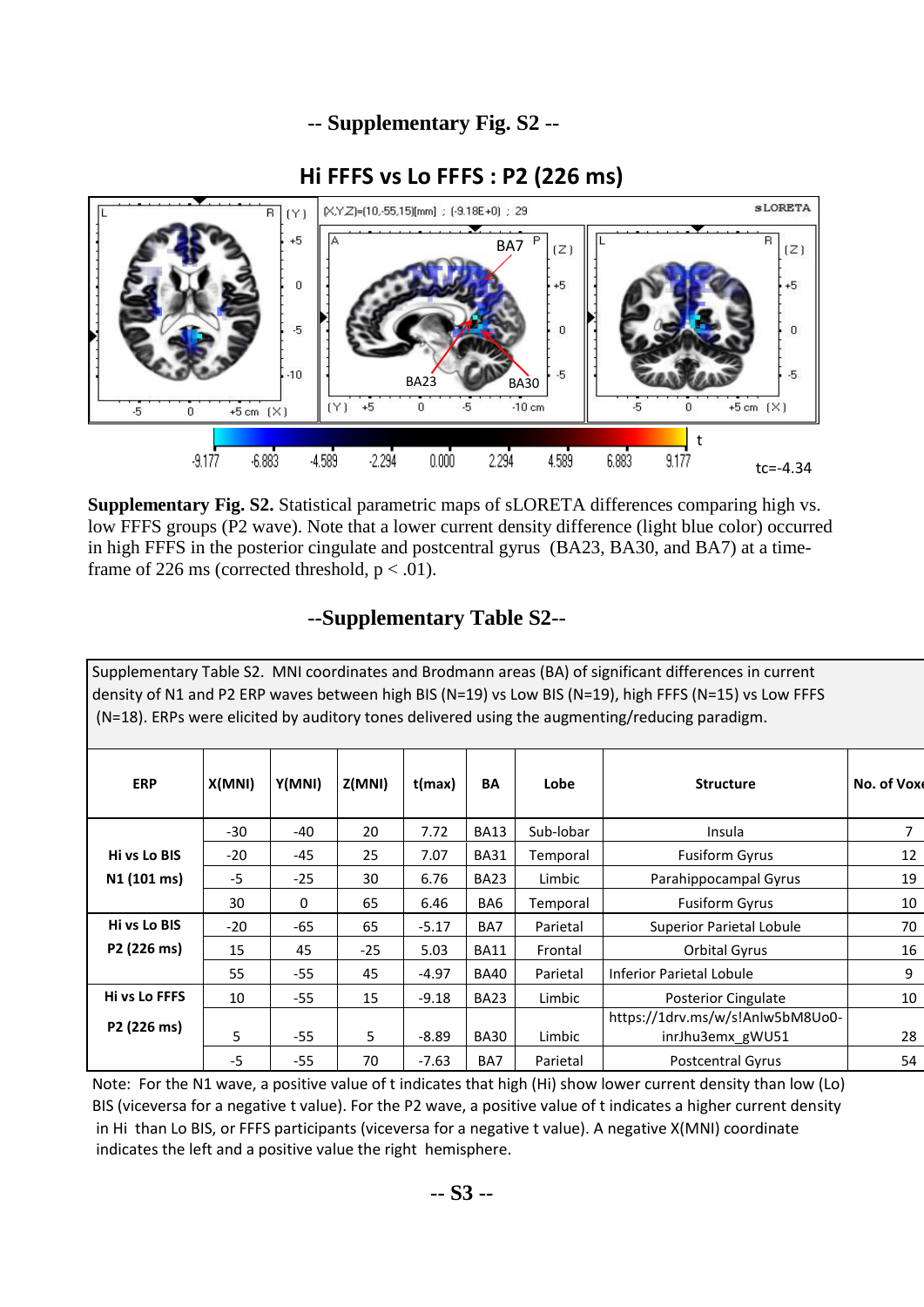## -- Supplementary Fig. S2 --

**Hi FFFS vs Lo FFFS : P2 (226 ms)**

**Supplementary Fig. S2.** Statistical parametric maps of sLORETA differences comparing high vs. low FFFS groups (P2 wave). Note that a lower current density difference (light blue color) occurred in high FFFS in the posterior cingulate and postcentral gyrus (BA23, BA30, and BA7) at a time-frame of 226 ms (corrected threshold, $p < .01$).

## --Supplementary Table S2--

Supplementary Table S2. MNI coordinates and Brodmann areas (BA) of significant differences in current density of N1 and P2 ERP waves between high BIS (N=19) vs Low BIS (N=19), high FFFS (N=15) vs Low FFFS (N=18). ERPs were elicited by auditory tones delivered using the augmenting/reducing paradigm.

| ERP | X(MNI) | Y(MNI) | Z(MNI) | t(max) | BA | Lobe | Structure | No. of Voxe |
|---|---|---|---|---|---|---|---|---|
| **Hi vs Lo BIS N1 (101 ms)** | -30 | -40 | 20 | 7.72 | BA13 | Sub-lobar | Insula | 7 |
| | -20 | -45 | 25 | 7.07 | BA31 | Temporal | Fusiform Gyrus | 12 |
| | -5 | -25 | 30 | 6.76 | BA23 | Limbic | Parahippocampal Gyrus | 19 |
| | 30 | 0 | 65 | 6.46 | BA6 | Temporal | Fusiform Gyrus | 10 |
| **Hi vs Lo BIS P2 (226 ms)** | -20 | -65 | 65 | -5.17 | BA7 | Parietal | Superior Parietal Lobule | 70 |
| | 15 | 45 | -25 | 5.03 | BA11 | Frontal | Orbital Gyrus | 16 |
| | 55 | -55 | 45 | -4.97 | BA40 | Parietal | Inferior Parietal Lobule | 9 |
| **Hi vs Lo FFFS P2 (226 ms)** | 10 | -55 | 15 | -9.18 | BA23 | Limbic | Posterior Cingulate | 10 |
| | 5 | -55 | 5 | -8.89 | BA30 | Limbic | https://1drv.ms/w/s!Anlw5bM8Uo0-inrJhu3emx_gWU51 | 28 |
| | -5 | -55 | 70 | -7.63 | BA7 | Parietal | Postcentral Gyrus | 54 |

Note: For the N1 wave, a positive value of t indicates that high (Hi) show lower current density than low (Lo) BIS (viceversa for a negative t value). For the P2 wave, a positive value of t indicates a higher current density in Hi than Lo BIS, or FFFS participants (viceversa for a negative t value). A negative X(MNI) coordinate indicates the left and a positive value the right hemisphere.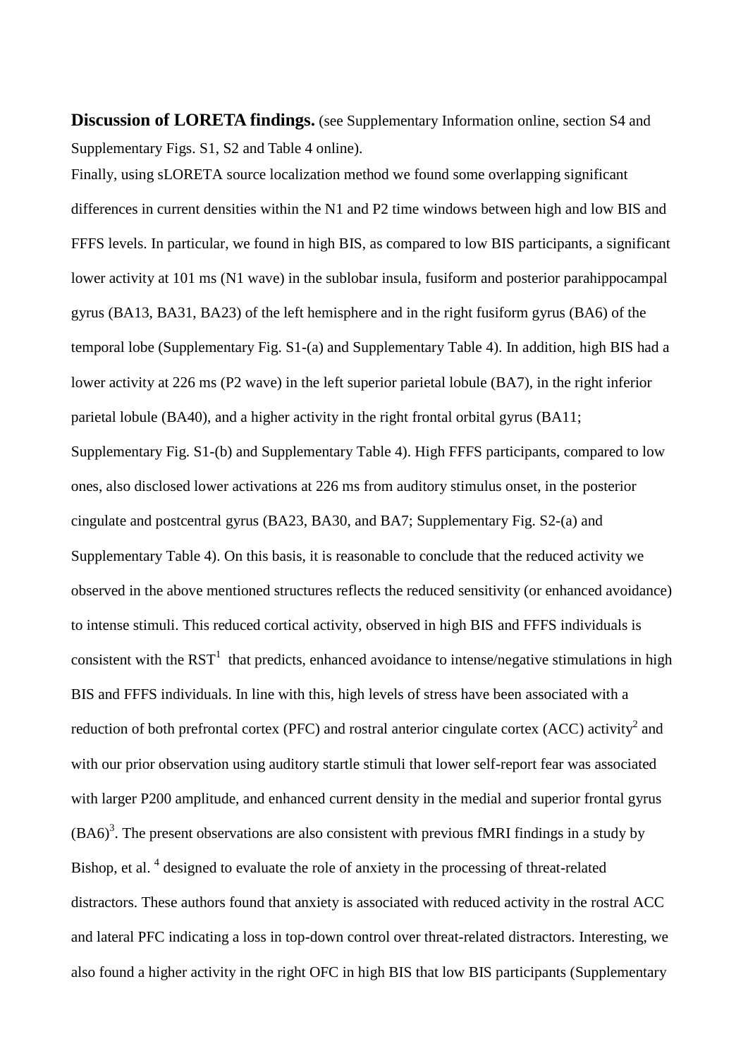**Discussion of LORETA findings.** (see Supplementary Information online, section S4 and Supplementary Figs. S1, S2 and Table 4 online).

Finally, using sLORETA source localization method we found some overlapping significant differences in current densities within the N1 and P2 time windows between high and low BIS and FFFS levels. In particular, we found in high BIS, as compared to low BIS participants, a significant lower activity at 101 ms (N1 wave) in the sublobar insula, fusiform and posterior parahippocampal gyrus (BA13, BA31, BA23) of the left hemisphere and in the right fusiform gyrus (BA6) of the temporal lobe (Supplementary Fig. S1-(a) and Supplementary Table 4). In addition, high BIS had a lower activity at 226 ms (P2 wave) in the left superior parietal lobule (BA7), in the right inferior parietal lobule (BA40), and a higher activity in the right frontal orbital gyrus (BA11; Supplementary Fig. S1-(b) and Supplementary Table 4). High FFFS participants, compared to low ones, also disclosed lower activations at 226 ms from auditory stimulus onset, in the posterior cingulate and postcentral gyrus (BA23, BA30, and BA7; Supplementary Fig. S2-(a) and Supplementary Table 4). On this basis, it is reasonable to conclude that the reduced activity we observed in the above mentioned structures reflects the reduced sensitivity (or enhanced avoidance) to intense stimuli. This reduced cortical activity, observed in high BIS and FFFS individuals is consistent with the RST[1] that predicts, enhanced avoidance to intense/negative stimulations in high BIS and FFFS individuals. In line with this, high levels of stress have been associated with a reduction of both prefrontal cortex (PFC) and rostral anterior cingulate cortex (ACC) activity[2] and with our prior observation using auditory startle stimuli that lower self-report fear was associated with larger P200 amplitude, and enhanced current density in the medial and superior frontal gyrus (BA6)[3]. The present observations are also consistent with previous fMRI findings in a study by Bishop, et al. [4] designed to evaluate the role of anxiety in the processing of threat-related distractors. These authors found that anxiety is associated with reduced activity in the rostral ACC and lateral PFC indicating a loss in top-down control over threat-related distractors. Interesting, we also found a higher activity in the right OFC in high BIS that low BIS participants (Supplementary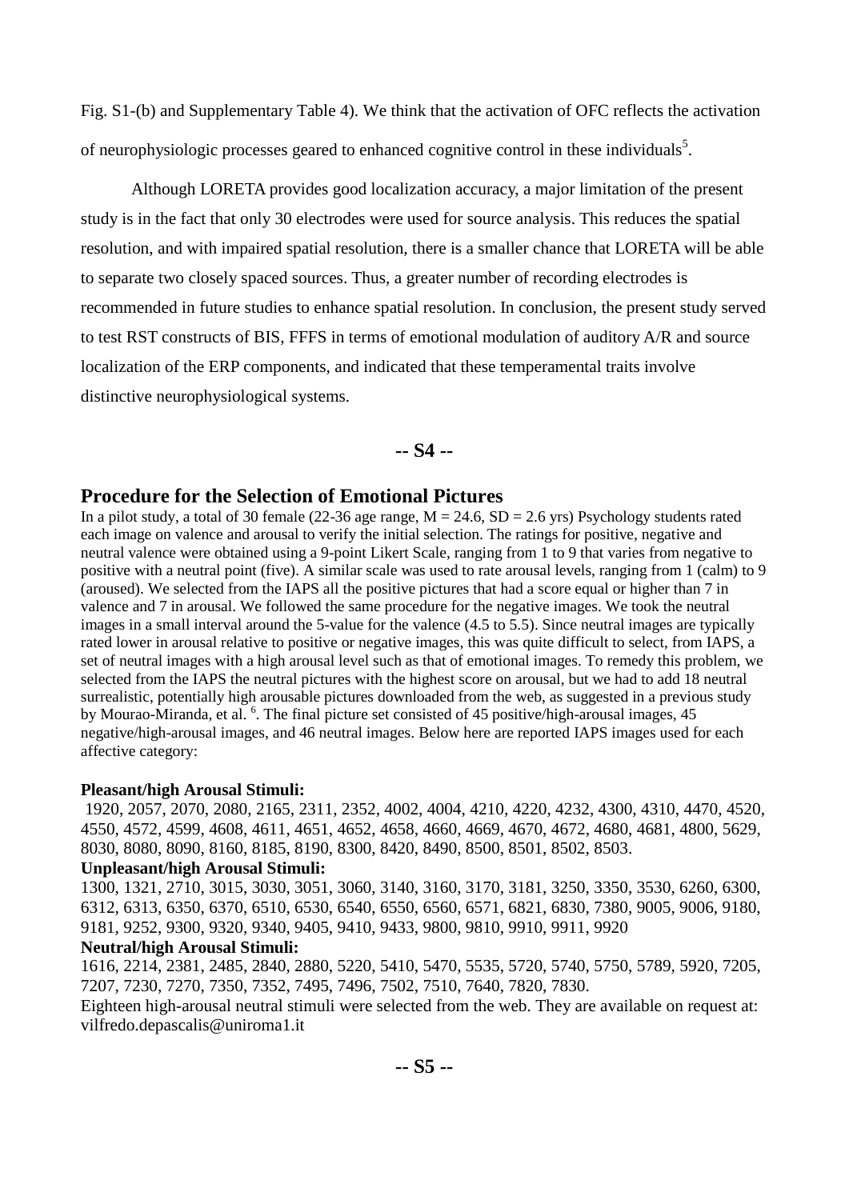Fig. S1-(b) and Supplementary Table 4). We think that the activation of OFC reflects the activation of neurophysiologic processes geared to enhanced cognitive control in these individuals[5].

Although LORETA provides good localization accuracy, a major limitation of the present study is in the fact that only 30 electrodes were used for source analysis. This reduces the spatial resolution, and with impaired spatial resolution, there is a smaller chance that LORETA will be able to separate two closely spaced sources. Thus, a greater number of recording electrodes is recommended in future studies to enhance spatial resolution. In conclusion, the present study served to test RST constructs of BIS, FFFS in terms of emotional modulation of auditory A/R and source localization of the ERP components, and indicated that these temperamental traits involve distinctive neurophysiological systems.

**-- S4 --**

## Procedure for the Selection of Emotional Pictures

In a pilot study, a total of 30 female (22-36 age range, M = 24.6, SD = 2.6 yrs) Psychology students rated each image on valence and arousal to verify the initial selection. The ratings for positive, negative and neutral valence were obtained using a 9-point Likert Scale, ranging from 1 to 9 that varies from negative to positive with a neutral point (five). A similar scale was used to rate arousal levels, ranging from 1 (calm) to 9 (aroused). We selected from the IAPS all the positive pictures that had a score equal or higher than 7 in valence and 7 in arousal. We followed the same procedure for the negative images. We took the neutral images in a small interval around the 5-value for the valence (4.5 to 5.5). Since neutral images are typically rated lower in arousal relative to positive or negative images, this was quite difficult to select, from IAPS, a set of neutral images with a high arousal level such as that of emotional images. To remedy this problem, we selected from the IAPS the neutral pictures with the highest score on arousal, but we had to add 18 neutral surrealistic, potentially high arousable pictures downloaded from the web, as suggested in a previous study by Mourao-Miranda, et al. [6]. The final picture set consisted of 45 positive/high-arousal images, 45 negative/high-arousal images, and 46 neutral images. Below here are reported IAPS images used for each affective category:

**Pleasant/high Arousal Stimuli:**

1920, 2057, 2070, 2080, 2165, 2311, 2352, 4002, 4004, 4210, 4220, 4232, 4300, 4310, 4470, 4520, 4550, 4572, 4599, 4608, 4611, 4651, 4652, 4658, 4660, 4669, 4670, 4672, 4680, 4681, 4800, 5629, 8030, 8080, 8090, 8160, 8185, 8190, 8300, 8420, 8490, 8500, 8501, 8502, 8503.

**Unpleasant/high Arousal Stimuli:**

1300, 1321, 2710, 3015, 3030, 3051, 3060, 3140, 3160, 3170, 3181, 3250, 3350, 3530, 6260, 6300, 6312, 6313, 6350, 6370, 6510, 6530, 6540, 6550, 6560, 6571, 6821, 6830, 7380, 9005, 9006, 9180, 9181, 9252, 9300, 9320, 9340, 9405, 9410, 9433, 9800, 9810, 9910, 9911, 9920

**Neutral/high Arousal Stimuli:**

1616, 2214, 2381, 2485, 2840, 2880, 5220, 5410, 5470, 5535, 5720, 5740, 5750, 5789, 5920, 7205, 7207, 7230, 7270, 7350, 7352, 7495, 7496, 7502, 7510, 7640, 7820, 7830.

Eighteen high-arousal neutral stimuli were selected from the web. They are available on request at: vilfredo.depascalis@uniroma1.it

**-- S5 --**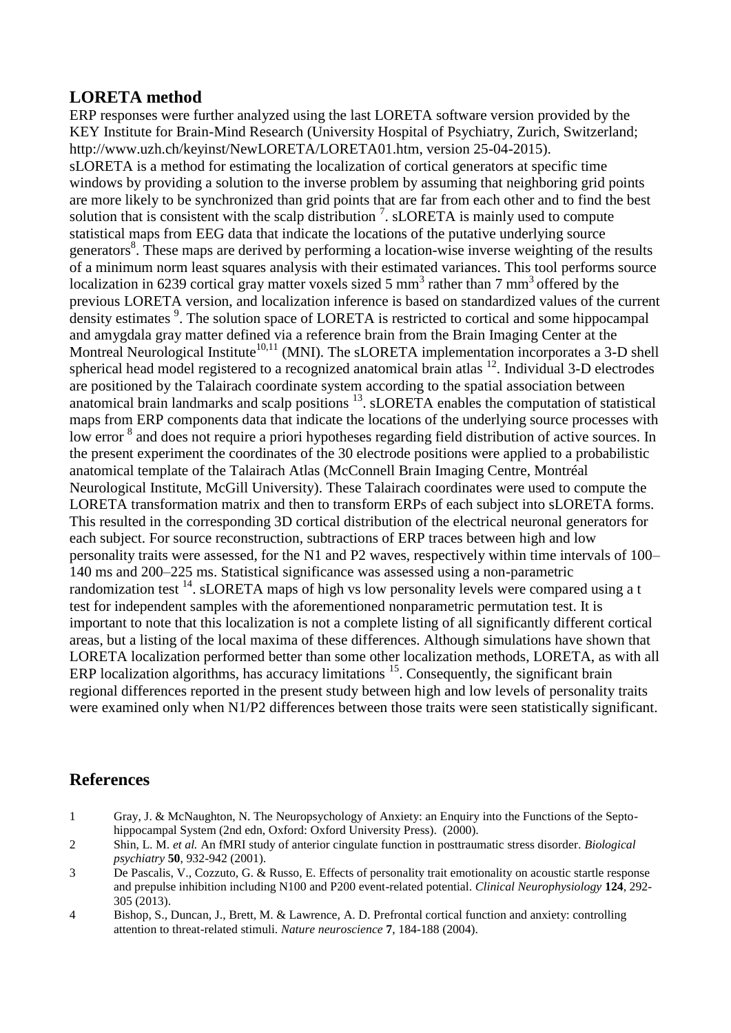## LORETA method

ERP responses were further analyzed using the last LORETA software version provided by the KEY Institute for Brain-Mind Research (University Hospital of Psychiatry, Zurich, Switzerland; http://www.uzh.ch/keyinst/NewLORETA/LORETA01.htm, version 25-04-2015).

sLORETA is a method for estimating the localization of cortical generators at specific time windows by providing a solution to the inverse problem by assuming that neighboring grid points are more likely to be synchronized than grid points that are far from each other and to find the best solution that is consistent with the scalp distribution [7]. sLORETA is mainly used to compute statistical maps from EEG data that indicate the locations of the putative underlying source generators[8]. These maps are derived by performing a location-wise inverse weighting of the results of a minimum norm least squares analysis with their estimated variances. This tool performs source localization in 6239 cortical gray matter voxels sized 5 $mm^3$ rather than 7 $mm^3$ offered by the previous LORETA version, and localization inference is based on standardized values of the current density estimates [9]. The solution space of LORETA is restricted to cortical and some hippocampal and amygdala gray matter defined via a reference brain from the Brain Imaging Center at the Montreal Neurological Institute[10,11] (MNI). The sLORETA implementation incorporates a 3-D shell spherical head model registered to a recognized anatomical brain atlas [12]. Individual 3-D electrodes are positioned by the Talairach coordinate system according to the spatial association between anatomical brain landmarks and scalp positions [13]. sLORETA enables the computation of statistical maps from ERP components data that indicate the locations of the underlying source processes with low error [8] and does not require a priori hypotheses regarding field distribution of active sources. In the present experiment the coordinates of the 30 electrode positions were applied to a probabilistic anatomical template of the Talairach Atlas (McConnell Brain Imaging Centre, Montréal Neurological Institute, McGill University). These Talairach coordinates were used to compute the LORETA transformation matrix and then to transform ERPs of each subject into sLORETA forms. This resulted in the corresponding 3D cortical distribution of the electrical neuronal generators for each subject. For source reconstruction, subtractions of ERP traces between high and low personality traits were assessed, for the N1 and P2 waves, respectively within time intervals of 100–140 ms and 200–225 ms. Statistical significance was assessed using a non-parametric randomization test [14]. sLORETA maps of high vs low personality levels were compared using a t test for independent samples with the aforementioned nonparametric permutation test. It is important to note that this localization is not a complete listing of all significantly different cortical areas, but a listing of the local maxima of these differences. Although simulations have shown that LORETA localization performed better than some other localization methods, LORETA, as with all ERP localization algorithms, has accuracy limitations [15]. Consequently, the significant brain regional differences reported in the present study between high and low levels of personality traits were examined only when N1/P2 differences between those traits were seen statistically significant.

## References

1. Gray, J. & McNaughton, N. The Neuropsychology of Anxiety: an Enquiry into the Functions of the Septo-hippocampal System (2nd edn, Oxford: Oxford University Press). (2000).
2. Shin, L. M. *et al.* An fMRI study of anterior cingulate function in posttraumatic stress disorder. *Biological psychiatry* **50**, 932-942 (2001).
3. De Pascalis, V., Cozzuto, G. & Russo, E. Effects of personality trait emotionality on acoustic startle response and prepulse inhibition including N100 and P200 event-related potential. *Clinical Neurophysiology* **124**, 292-305 (2013).
4. Bishop, S., Duncan, J., Brett, M. & Lawrence, A. D. Prefrontal cortical function and anxiety: controlling attention to threat-related stimuli. *Nature neuroscience* **7**, 184-188 (2004).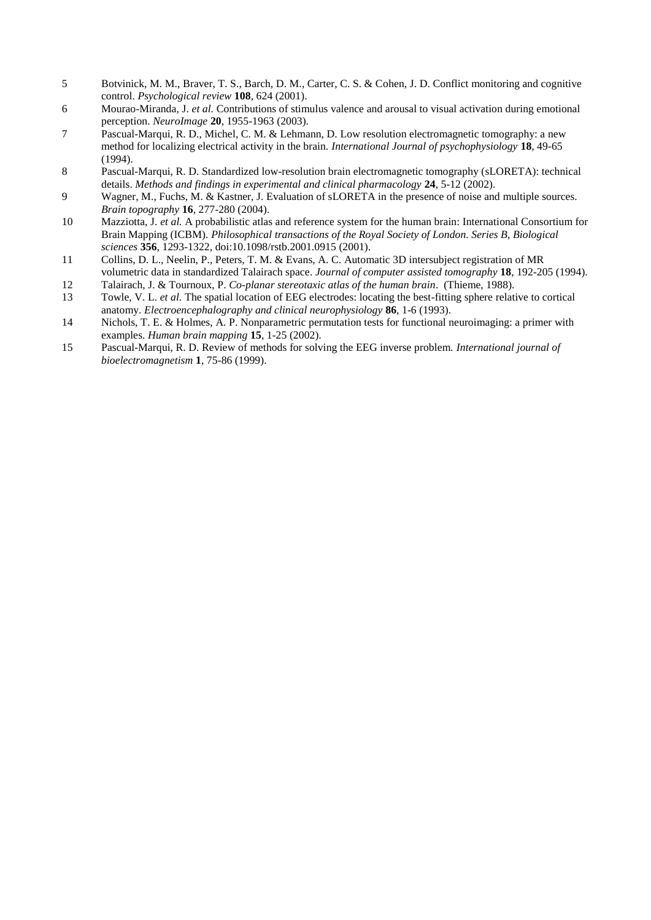5. Botvinick, M. M., Braver, T. S., Barch, D. M., Carter, C. S. & Cohen, J. D. Conflict monitoring and cognitive control. *Psychological review* **108**, 624 (2001).
6. Mourao-Miranda, J. *et al.* Contributions of stimulus valence and arousal to visual activation during emotional perception. *NeuroImage* **20**, 1955-1963 (2003).
7. Pascual-Marqui, R. D., Michel, C. M. & Lehmann, D. Low resolution electromagnetic tomography: a new method for localizing electrical activity in the brain. *International Journal of psychophysiology* **18**, 49-65 (1994).
8. Pascual-Marqui, R. D. Standardized low-resolution brain electromagnetic tomography (sLORETA): technical details. *Methods and findings in experimental and clinical pharmacology* **24**, 5-12 (2002).
9. Wagner, M., Fuchs, M. & Kastner, J. Evaluation of sLORETA in the presence of noise and multiple sources. *Brain topography* **16**, 277-280 (2004).
10. Mazziotta, J. *et al.* A probabilistic atlas and reference system for the human brain: International Consortium for Brain Mapping (ICBM). *Philosophical transactions of the Royal Society of London. Series B, Biological sciences* **356**, 1293-1322, doi:10.1098/rstb.2001.0915 (2001).
11. Collins, D. L., Neelin, P., Peters, T. M. & Evans, A. C. Automatic 3D intersubject registration of MR volumetric data in standardized Talairach space. *Journal of computer assisted tomography* **18**, 192-205 (1994).
12. Talairach, J. & Tournoux, P. *Co-planar stereotaxic atlas of the human brain*. (Thieme, 1988).
13. Towle, V. L. *et al.* The spatial location of EEG electrodes: locating the best-fitting sphere relative to cortical anatomy. *Electroencephalography and clinical neurophysiology* **86**, 1-6 (1993).
14. Nichols, T. E. & Holmes, A. P. Nonparametric permutation tests for functional neuroimaging: a primer with examples. *Human brain mapping* **15**, 1-25 (2002).
15. Pascual-Marqui, R. D. Review of methods for solving the EEG inverse problem. *International journal of bioelectromagnetism* **1**, 75-86 (1999).